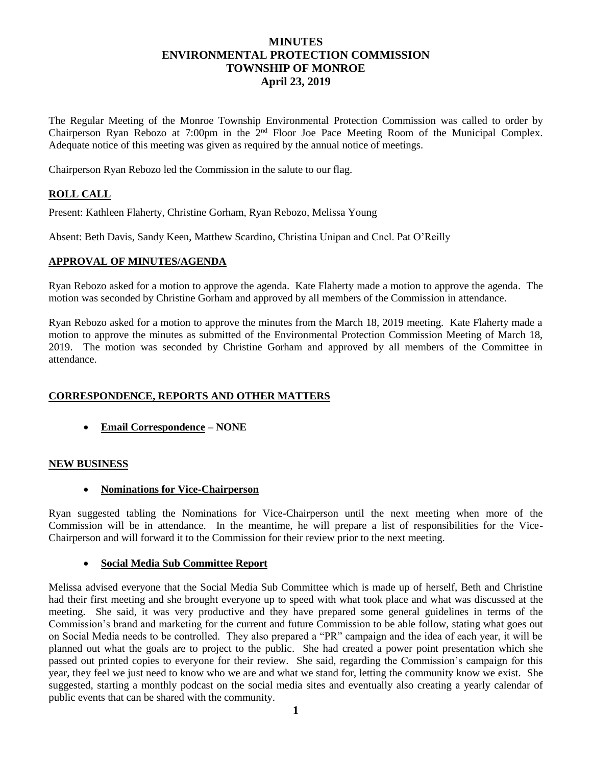# MINUTES
# ENVIRONMENTAL PROTECTION COMMISSION
# TOWNSHIP OF MONROE
# April 23, 2019

The Regular Meeting of the Monroe Township Environmental Protection Commission was called to order by Chairperson Ryan Rebozo at 7:00pm in the 2nd Floor Joe Pace Meeting Room of the Municipal Complex. Adequate notice of this meeting was given as required by the annual notice of meetings.

Chairperson Ryan Rebozo led the Commission in the salute to our flag.

## ROLL CALL

Present: Kathleen Flaherty, Christine Gorham, Ryan Rebozo, Melissa Young

Absent: Beth Davis, Sandy Keen, Matthew Scardino, Christina Unipan and Cncl. Pat O'Reilly

## APPROVAL OF MINUTES/AGENDA

Ryan Rebozo asked for a motion to approve the agenda. Kate Flaherty made a motion to approve the agenda. The motion was seconded by Christine Gorham and approved by all members of the Commission in attendance.

Ryan Rebozo asked for a motion to approve the minutes from the March 18, 2019 meeting. Kate Flaherty made a motion to approve the minutes as submitted of the Environmental Protection Commission Meeting of March 18, 2019. The motion was seconded by Christine Gorham and approved by all members of the Committee in attendance.

## CORRESPONDENCE, REPORTS AND OTHER MATTERS

- **Email Correspondence – NONE**

## NEW BUSINESS

- **Nominations for Vice-Chairperson**

Ryan suggested tabling the Nominations for Vice-Chairperson until the next meeting when more of the Commission will be in attendance. In the meantime, he will prepare a list of responsibilities for the Vice-Chairperson and will forward it to the Commission for their review prior to the next meeting.

- **Social Media Sub Committee Report**

Melissa advised everyone that the Social Media Sub Committee which is made up of herself, Beth and Christine had their first meeting and she brought everyone up to speed with what took place and what was discussed at the meeting. She said, it was very productive and they have prepared some general guidelines in terms of the Commission's brand and marketing for the current and future Commission to be able follow, stating what goes out on Social Media needs to be controlled. They also prepared a "PR" campaign and the idea of each year, it will be planned out what the goals are to project to the public. She had created a power point presentation which she passed out printed copies to everyone for their review. She said, regarding the Commission's campaign for this year, they feel we just need to know who we are and what we stand for, letting the community know we exist. She suggested, starting a monthly podcast on the social media sites and eventually also creating a yearly calendar of public events that can be shared with the community.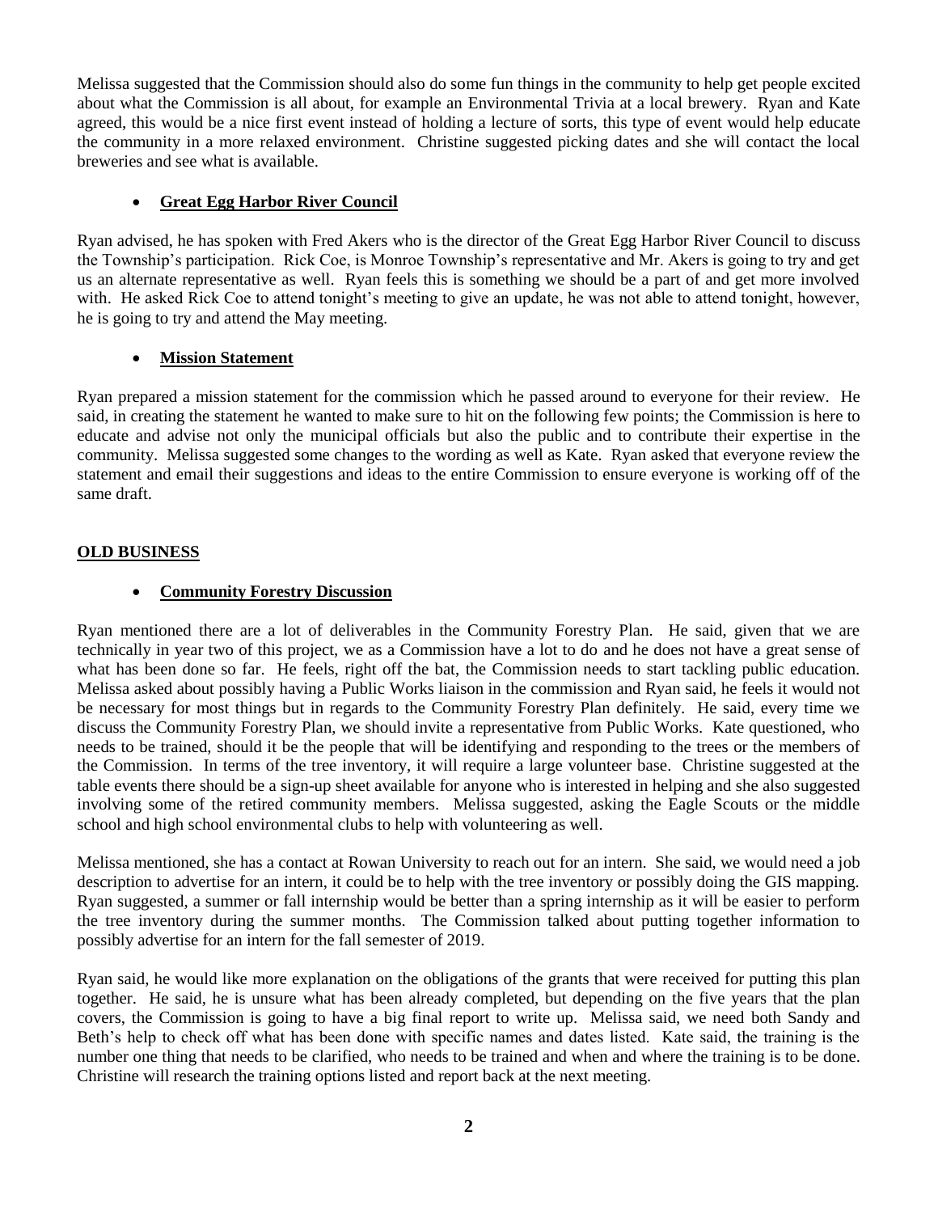Melissa suggested that the Commission should also do some fun things in the community to help get people excited about what the Commission is all about, for example an Environmental Trivia at a local brewery. Ryan and Kate agreed, this would be a nice first event instead of holding a lecture of sorts, this type of event would help educate the community in a more relaxed environment. Christine suggested picking dates and she will contact the local breweries and see what is available.

- **Great Egg Harbor River Council**

Ryan advised, he has spoken with Fred Akers who is the director of the Great Egg Harbor River Council to discuss the Township's participation. Rick Coe, is Monroe Township's representative and Mr. Akers is going to try and get us an alternate representative as well. Ryan feels this is something we should be a part of and get more involved with. He asked Rick Coe to attend tonight's meeting to give an update, he was not able to attend tonight, however, he is going to try and attend the May meeting.

- **Mission Statement**

Ryan prepared a mission statement for the commission which he passed around to everyone for their review. He said, in creating the statement he wanted to make sure to hit on the following few points; the Commission is here to educate and advise not only the municipal officials but also the public and to contribute their expertise in the community. Melissa suggested some changes to the wording as well as Kate. Ryan asked that everyone review the statement and email their suggestions and ideas to the entire Commission to ensure everyone is working off of the same draft.

## OLD BUSINESS

- **Community Forestry Discussion**

Ryan mentioned there are a lot of deliverables in the Community Forestry Plan. He said, given that we are technically in year two of this project, we as a Commission have a lot to do and he does not have a great sense of what has been done so far. He feels, right off the bat, the Commission needs to start tackling public education. Melissa asked about possibly having a Public Works liaison in the commission and Ryan said, he feels it would not be necessary for most things but in regards to the Community Forestry Plan definitely. He said, every time we discuss the Community Forestry Plan, we should invite a representative from Public Works. Kate questioned, who needs to be trained, should it be the people that will be identifying and responding to the trees or the members of the Commission. In terms of the tree inventory, it will require a large volunteer base. Christine suggested at the table events there should be a sign-up sheet available for anyone who is interested in helping and she also suggested involving some of the retired community members. Melissa suggested, asking the Eagle Scouts or the middle school and high school environmental clubs to help with volunteering as well.

Melissa mentioned, she has a contact at Rowan University to reach out for an intern. She said, we would need a job description to advertise for an intern, it could be to help with the tree inventory or possibly doing the GIS mapping. Ryan suggested, a summer or fall internship would be better than a spring internship as it will be easier to perform the tree inventory during the summer months. The Commission talked about putting together information to possibly advertise for an intern for the fall semester of 2019.

Ryan said, he would like more explanation on the obligations of the grants that were received for putting this plan together. He said, he is unsure what has been already completed, but depending on the five years that the plan covers, the Commission is going to have a big final report to write up. Melissa said, we need both Sandy and Beth's help to check off what has been done with specific names and dates listed. Kate said, the training is the number one thing that needs to be clarified, who needs to be trained and when and where the training is to be done. Christine will research the training options listed and report back at the next meeting.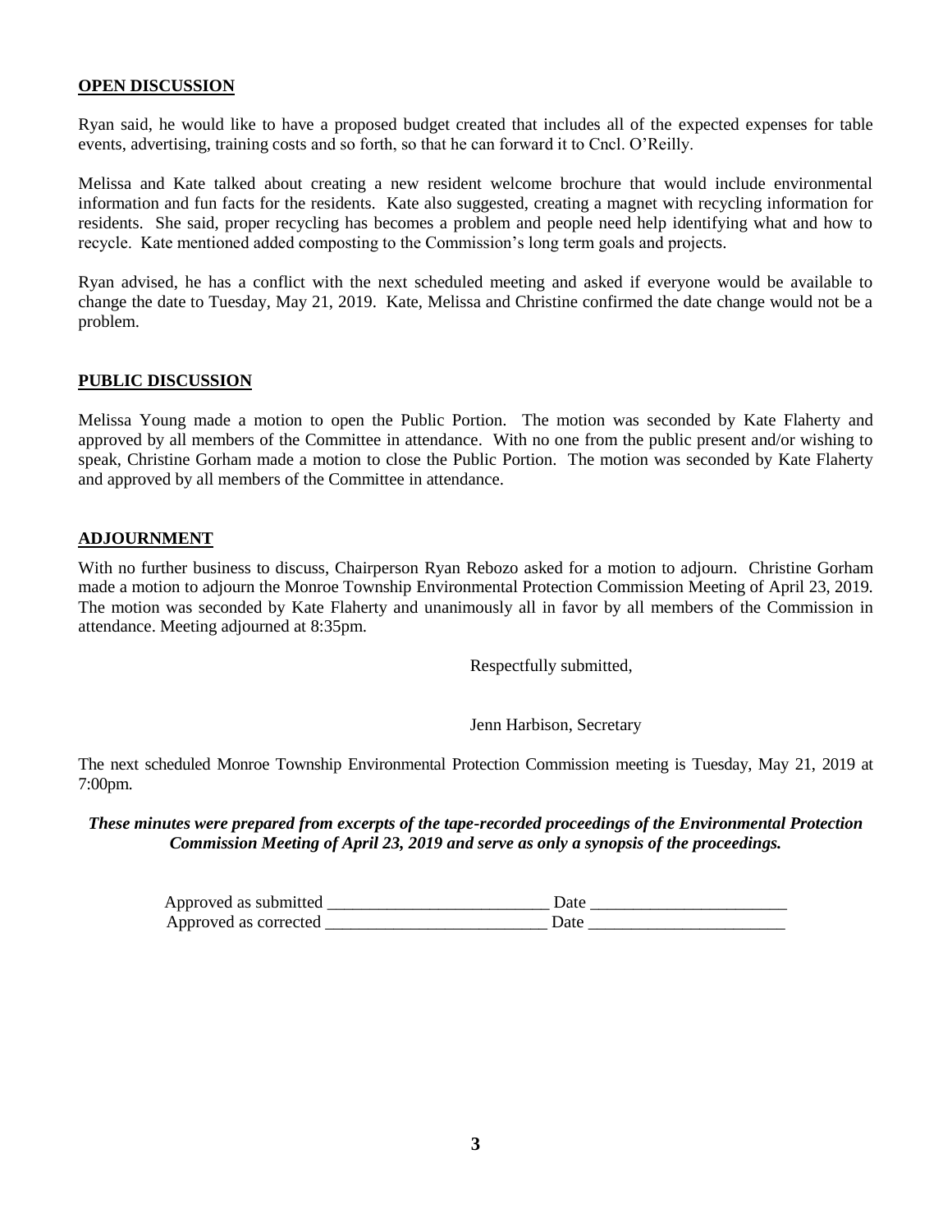**OPEN DISCUSSION**

Ryan said, he would like to have a proposed budget created that includes all of the expected expenses for table events, advertising, training costs and so forth, so that he can forward it to Cncl. O'Reilly.

Melissa and Kate talked about creating a new resident welcome brochure that would include environmental information and fun facts for the residents. Kate also suggested, creating a magnet with recycling information for residents. She said, proper recycling has becomes a problem and people need help identifying what and how to recycle. Kate mentioned added composting to the Commission's long term goals and projects.

Ryan advised, he has a conflict with the next scheduled meeting and asked if everyone would be available to change the date to Tuesday, May 21, 2019. Kate, Melissa and Christine confirmed the date change would not be a problem.

**PUBLIC DISCUSSION**

Melissa Young made a motion to open the Public Portion. The motion was seconded by Kate Flaherty and approved by all members of the Committee in attendance. With no one from the public present and/or wishing to speak, Christine Gorham made a motion to close the Public Portion. The motion was seconded by Kate Flaherty and approved by all members of the Committee in attendance.

**ADJOURNMENT**

With no further business to discuss, Chairperson Ryan Rebozo asked for a motion to adjourn. Christine Gorham made a motion to adjourn the Monroe Township Environmental Protection Commission Meeting of April 23, 2019. The motion was seconded by Kate Flaherty and unanimously all in favor by all members of the Commission in attendance. Meeting adjourned at 8:35pm.

Respectfully submitted,

Jenn Harbison, Secretary

The next scheduled Monroe Township Environmental Protection Commission meeting is Tuesday, May 21, 2019 at 7:00pm.

***These minutes were prepared from excerpts of the tape-recorded proceedings of the Environmental Protection Commission Meeting of April 23, 2019 and serve as only a synopsis of the proceedings.***

Approved as submitted ___________________________ Date _______________________

Approved as corrected ___________________________ Date _______________________